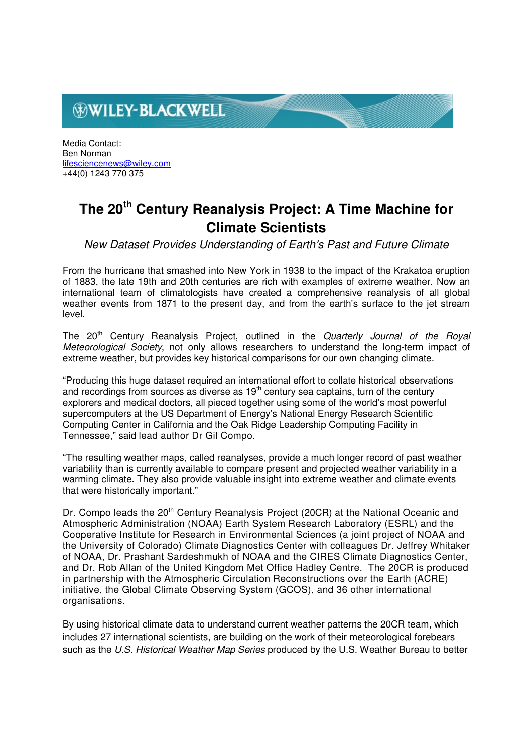WILEY-BLACKWELL

Media Contact:
Ben Norman
lifesciencenews@wiley.com
+44(0) 1243 770 375

# The 20th Century Reanalysis Project: A Time Machine for Climate Scientists

*New Dataset Provides Understanding of Earth's Past and Future Climate*

From the hurricane that smashed into New York in 1938 to the impact of the Krakatoa eruption of 1883, the late 19th and 20th centuries are rich with examples of extreme weather. Now an international team of climatologists have created a comprehensive reanalysis of all global weather events from 1871 to the present day, and from the earth's surface to the jet stream level.

The 20th Century Reanalysis Project, outlined in the *Quarterly Journal of the Royal Meteorological Society*, not only allows researchers to understand the long-term impact of extreme weather, but provides key historical comparisons for our own changing climate.

"Producing this huge dataset required an international effort to collate historical observations and recordings from sources as diverse as 19th century sea captains, turn of the century explorers and medical doctors, all pieced together using some of the world's most powerful supercomputers at the US Department of Energy's National Energy Research Scientific Computing Center in California and the Oak Ridge Leadership Computing Facility in Tennessee," said lead author Dr Gil Compo.

"The resulting weather maps, called reanalyses, provide a much longer record of past weather variability than is currently available to compare present and projected weather variability in a warming climate. They also provide valuable insight into extreme weather and climate events that were historically important."

Dr. Compo leads the 20th Century Reanalysis Project (20CR) at the National Oceanic and Atmospheric Administration (NOAA) Earth System Research Laboratory (ESRL) and the Cooperative Institute for Research in Environmental Sciences (a joint project of NOAA and the University of Colorado) Climate Diagnostics Center with colleagues Dr. Jeffrey Whitaker of NOAA, Dr. Prashant Sardeshmukh of NOAA and the CIRES Climate Diagnostics Center, and Dr. Rob Allan of the United Kingdom Met Office Hadley Centre. The 20CR is produced in partnership with the Atmospheric Circulation Reconstructions over the Earth (ACRE) initiative, the Global Climate Observing System (GCOS), and 36 other international organisations.

By using historical climate data to understand current weather patterns the 20CR team, which includes 27 international scientists, are building on the work of their meteorological forebears such as the *U.S. Historical Weather Map Series* produced by the U.S. Weather Bureau to better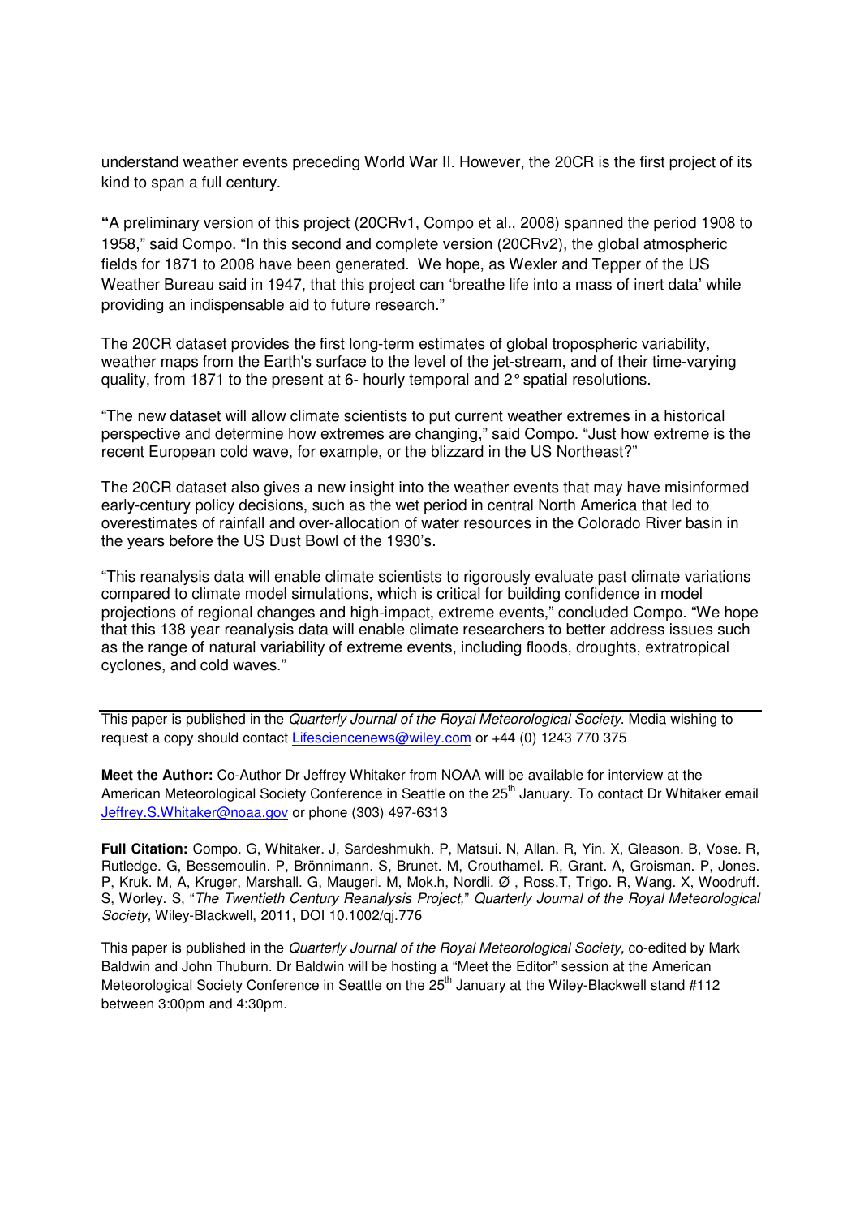understand weather events preceding World War II. However, the 20CR is the first project of its kind to span a full century.

**"**A preliminary version of this project (20CRv1, Compo et al., 2008) spanned the period 1908 to 1958," said Compo. "In this second and complete version (20CRv2), the global atmospheric fields for 1871 to 2008 have been generated. We hope, as Wexler and Tepper of the US Weather Bureau said in 1947, that this project can 'breathe life into a mass of inert data' while providing an indispensable aid to future research."

The 20CR dataset provides the first long-term estimates of global tropospheric variability, weather maps from the Earth's surface to the level of the jet-stream, and of their time-varying quality, from 1871 to the present at 6- hourly temporal and 2° spatial resolutions.

"The new dataset will allow climate scientists to put current weather extremes in a historical perspective and determine how extremes are changing," said Compo. "Just how extreme is the recent European cold wave, for example, or the blizzard in the US Northeast?"

The 20CR dataset also gives a new insight into the weather events that may have misinformed early-century policy decisions, such as the wet period in central North America that led to overestimates of rainfall and over-allocation of water resources in the Colorado River basin in the years before the US Dust Bowl of the 1930's.

"This reanalysis data will enable climate scientists to rigorously evaluate past climate variations compared to climate model simulations, which is critical for building confidence in model projections of regional changes and high-impact, extreme events," concluded Compo. "We hope that this 138 year reanalysis data will enable climate researchers to better address issues such as the range of natural variability of extreme events, including floods, droughts, extratropical cyclones, and cold waves."

---

This paper is published in the *Quarterly Journal of the Royal Meteorological Society*. Media wishing to request a copy should contact Lifesciencenews@wiley.com or +44 (0) 1243 770 375

**Meet the Author:** Co-Author Dr Jeffrey Whitaker from NOAA will be available for interview at the American Meteorological Society Conference in Seattle on the 25th January. To contact Dr Whitaker email Jeffrey.S.Whitaker@noaa.gov or phone (303) 497-6313

**Full Citation:** Compo. G, Whitaker. J, Sardeshmukh. P, Matsui. N, Allan. R, Yin. X, Gleason. B, Vose. R, Rutledge. G, Bessemoulin. P, Brönnimann. S, Brunet. M, Crouthamel. R, Grant. A, Groisman. P, Jones. P, Kruk. M, A, Kruger, Marshall. G, Maugeri. M, Mok.h, Nordli. Ø , Ross.T, Trigo. R, Wang. X, Woodruff. S, Worley. S, "*The Twentieth Century Reanalysis Project,*" *Quarterly Journal of the Royal Meteorological Society,* Wiley-Blackwell, 2011, DOI 10.1002/qj.776

This paper is published in the *Quarterly Journal of the Royal Meteorological Society,* co-edited by Mark Baldwin and John Thuburn. Dr Baldwin will be hosting a "Meet the Editor" session at the American Meteorological Society Conference in Seattle on the 25th January at the Wiley-Blackwell stand #112 between 3:00pm and 4:30pm.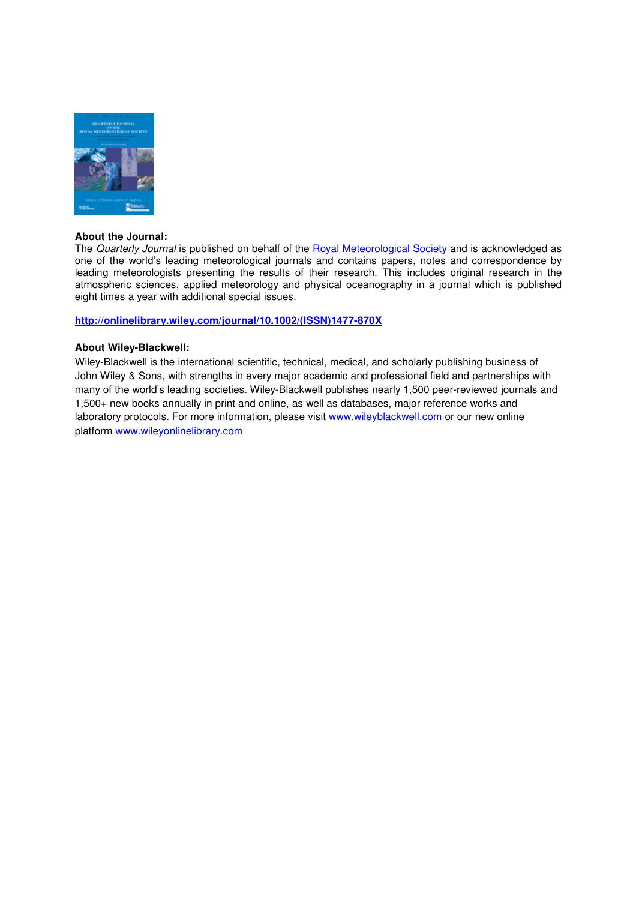**About the Journal:**

The *Quarterly Journal* is published on behalf of the Royal Meteorological Society and is acknowledged as one of the world's leading meteorological journals and contains papers, notes and correspondence by leading meteorologists presenting the results of their research. This includes original research in the atmospheric sciences, applied meteorology and physical oceanography in a journal which is published eight times a year with additional special issues.

**http://onlinelibrary.wiley.com/journal/10.1002/(ISSN)1477-870X**

**About Wiley-Blackwell:**

Wiley-Blackwell is the international scientific, technical, medical, and scholarly publishing business of John Wiley & Sons, with strengths in every major academic and professional field and partnerships with many of the world's leading societies. Wiley-Blackwell publishes nearly 1,500 peer-reviewed journals and 1,500+ new books annually in print and online, as well as databases, major reference works and laboratory protocols. For more information, please visit www.wileyblackwell.com or our new online platform www.wileyonlinelibrary.com